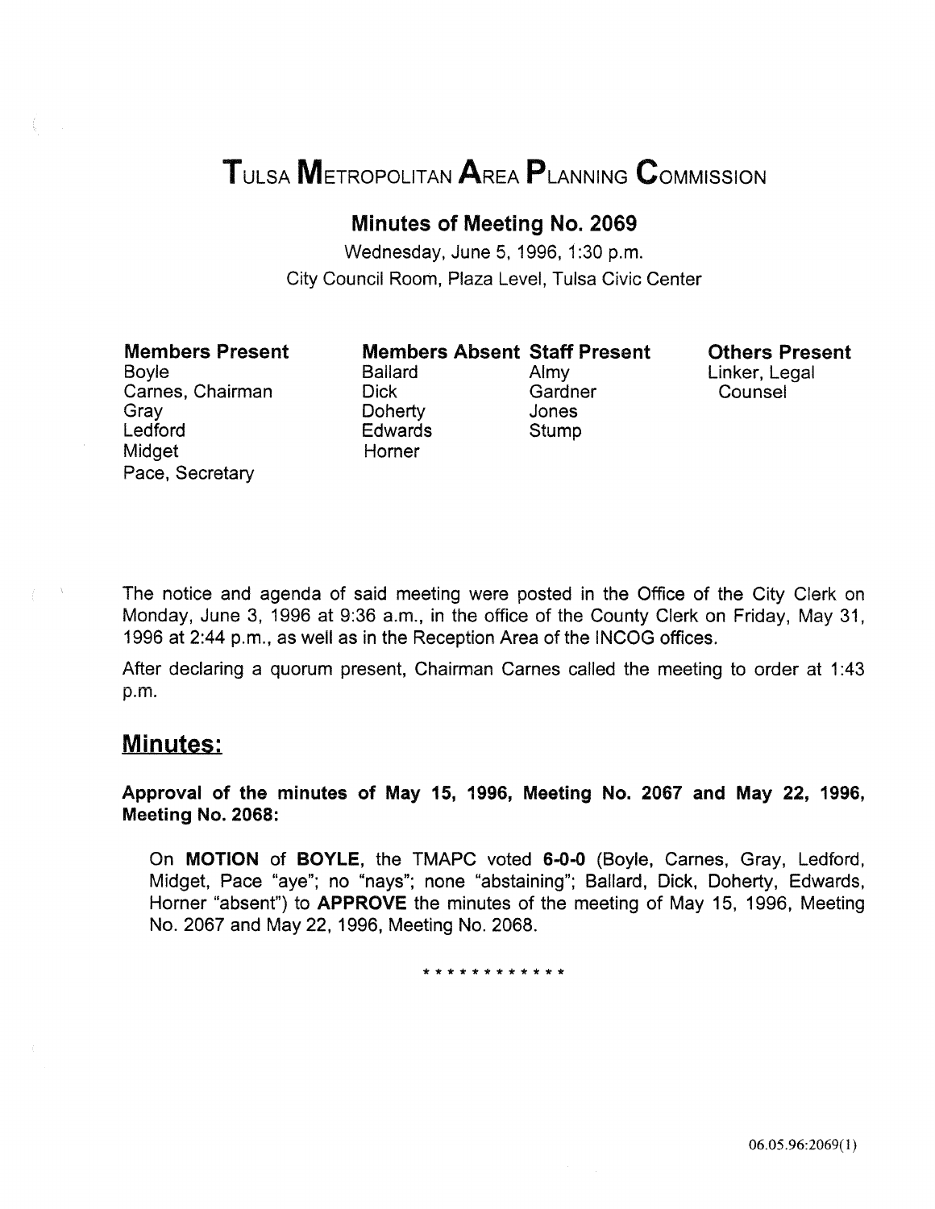# Tulsa Metropolitan Area Planning Commission

## Minutes of Meeting No. 2069

Wednesday, June 5, 1996, 1:30 p.m.
City Council Room, Plaza Level, Tulsa Civic Center

| Members Present | Members Absent | Staff Present | Others Present |
|---|---|---|---|
| Boyle | Ballard | Almy | Linker, Legal Counsel |
| Carnes, Chairman | Dick | Gardner | |
| Gray | Doherty | Jones | |
| Ledford | Edwards | Stump | |
| Midget | Horner | | |
| Pace, Secretary | | | |

The notice and agenda of said meeting were posted in the Office of the City Clerk on Monday, June 3, 1996 at 9:36 a.m., in the office of the County Clerk on Friday, May 31, 1996 at 2:44 p.m., as well as in the Reception Area of the INCOG offices.

After declaring a quorum present, Chairman Carnes called the meeting to order at 1:43 p.m.

## Minutes:

**Approval of the minutes of May 15, 1996, Meeting No. 2067 and May 22, 1996, Meeting No. 2068:**

On **MOTION** of **BOYLE**, the TMAPC voted **6-0-0** (Boyle, Carnes, Gray, Ledford, Midget, Pace "aye"; no "nays"; none "abstaining"; Ballard, Dick, Doherty, Edwards, Horner "absent") to **APPROVE** the minutes of the meeting of May 15, 1996, Meeting No. 2067 and May 22, 1996, Meeting No. 2068.

\* \* \* \* \* \* \* \* \* \* \* \*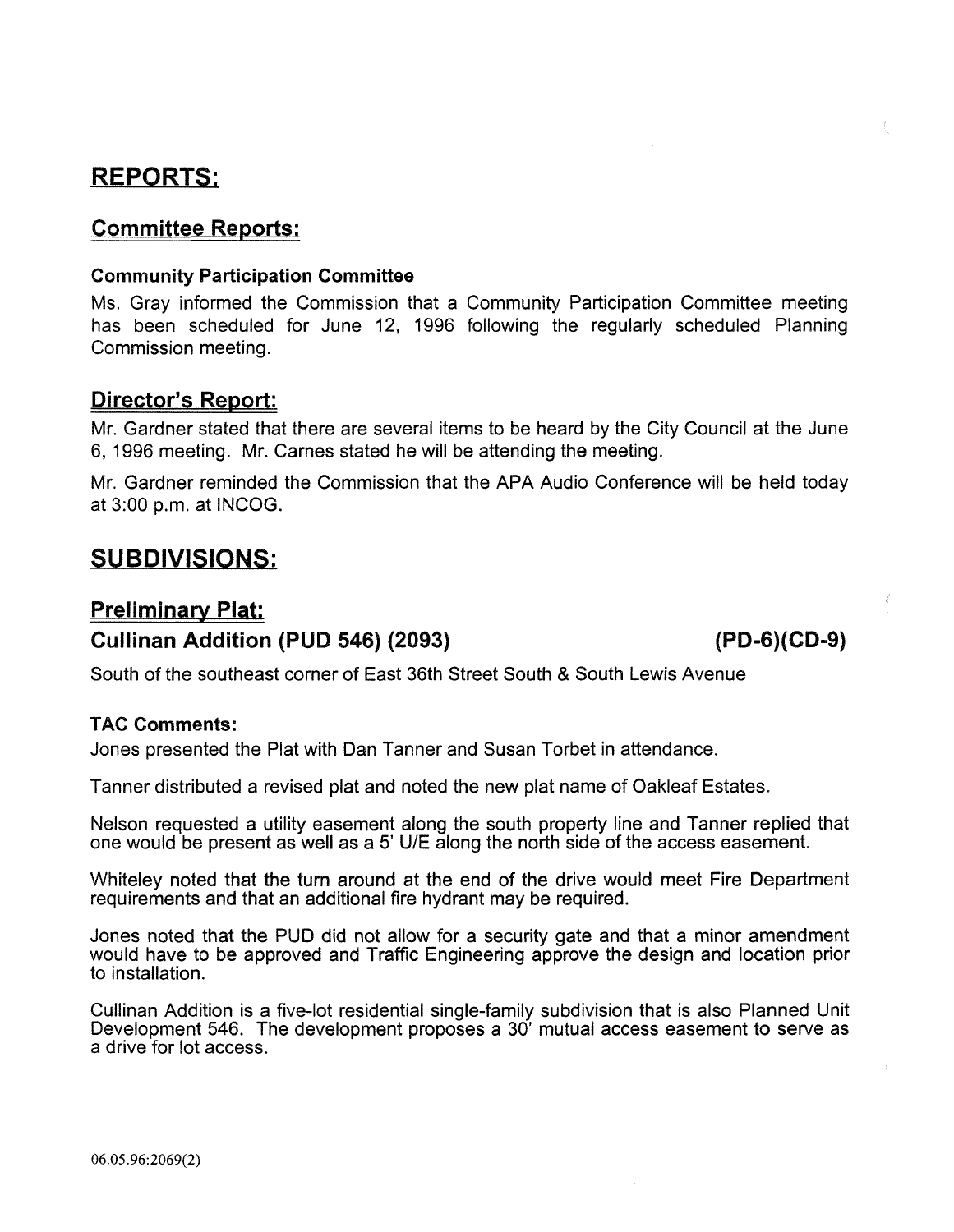# REPORTS:

## Committee Reports:

### Community Participation Committee

Ms. Gray informed the Commission that a Community Participation Committee meeting has been scheduled for June 12, 1996 following the regularly scheduled Planning Commission meeting.

## Director's Report:

Mr. Gardner stated that there are several items to be heard by the City Council at the June 6, 1996 meeting. Mr. Carnes stated he will be attending the meeting.

Mr. Gardner reminded the Commission that the APA Audio Conference will be held today at 3:00 p.m. at INCOG.

# SUBDIVISIONS:

## Preliminary Plat:

## Cullinan Addition (PUD 546) (2093) (PD-6)(CD-9)

South of the southeast corner of East 36th Street South & South Lewis Avenue

### TAC Comments:

Jones presented the Plat with Dan Tanner and Susan Torbet in attendance.

Tanner distributed a revised plat and noted the new plat name of Oakleaf Estates.

Nelson requested a utility easement along the south property line and Tanner replied that one would be present as well as a 5' U/E along the north side of the access easement.

Whiteley noted that the turn around at the end of the drive would meet Fire Department requirements and that an additional fire hydrant may be required.

Jones noted that the PUD did not allow for a security gate and that a minor amendment would have to be approved and Traffic Engineering approve the design and location prior to installation.

Cullinan Addition is a five-lot residential single-family subdivision that is also Planned Unit Development 546. The development proposes a 30' mutual access easement to serve as a drive for lot access.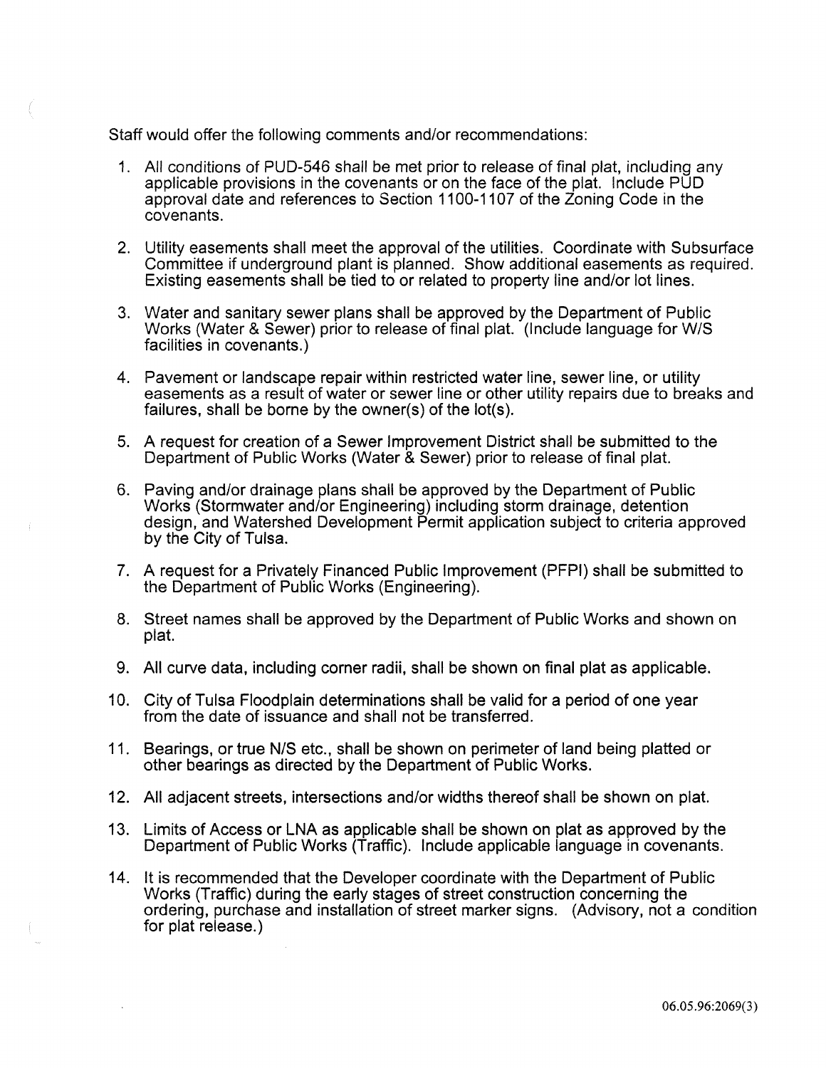Staff would offer the following comments and/or recommendations:

1. All conditions of PUD-546 shall be met prior to release of final plat, including any applicable provisions in the covenants or on the face of the plat. Include PUD approval date and references to Section 1100-1107 of the Zoning Code in the covenants.

2. Utility easements shall meet the approval of the utilities. Coordinate with Subsurface Committee if underground plant is planned. Show additional easements as required. Existing easements shall be tied to or related to property line and/or lot lines.

3. Water and sanitary sewer plans shall be approved by the Department of Public Works (Water & Sewer) prior to release of final plat. (Include language for W/S facilities in covenants.)

4. Pavement or landscape repair within restricted water line, sewer line, or utility easements as a result of water or sewer line or other utility repairs due to breaks and failures, shall be borne by the owner(s) of the lot(s).

5. A request for creation of a Sewer Improvement District shall be submitted to the Department of Public Works (Water & Sewer) prior to release of final plat.

6. Paving and/or drainage plans shall be approved by the Department of Public Works (Stormwater and/or Engineering) including storm drainage, detention design, and Watershed Development Permit application subject to criteria approved by the City of Tulsa.

7. A request for a Privately Financed Public Improvement (PFPI) shall be submitted to the Department of Public Works (Engineering).

8. Street names shall be approved by the Department of Public Works and shown on plat.

9. All curve data, including corner radii, shall be shown on final plat as applicable.

10. City of Tulsa Floodplain determinations shall be valid for a period of one year from the date of issuance and shall not be transferred.

11. Bearings, or true N/S etc., shall be shown on perimeter of land being platted or other bearings as directed by the Department of Public Works.

12. All adjacent streets, intersections and/or widths thereof shall be shown on plat.

13. Limits of Access or LNA as applicable shall be shown on plat as approved by the Department of Public Works (Traffic). Include applicable language in covenants.

14. It is recommended that the Developer coordinate with the Department of Public Works (Traffic) during the early stages of street construction concerning the ordering, purchase and installation of street marker signs. (Advisory, not a condition for plat release.)

06.05.96:2069(3)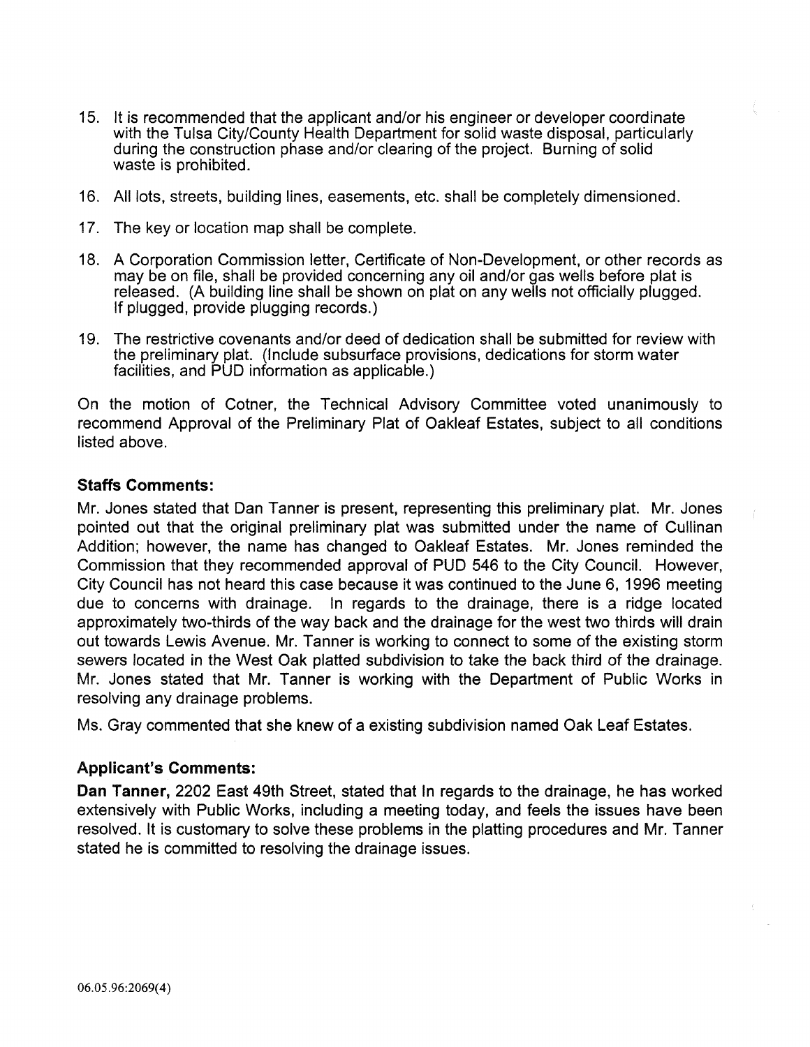15. It is recommended that the applicant and/or his engineer or developer coordinate with the Tulsa City/County Health Department for solid waste disposal, particularly during the construction phase and/or clearing of the project. Burning of solid waste is prohibited.

16. All lots, streets, building lines, easements, etc. shall be completely dimensioned.

17. The key or location map shall be complete.

18. A Corporation Commission letter, Certificate of Non-Development, or other records as may be on file, shall be provided concerning any oil and/or gas wells before plat is released. (A building line shall be shown on plat on any wells not officially plugged. If plugged, provide plugging records.)

19. The restrictive covenants and/or deed of dedication shall be submitted for review with the preliminary plat. (Include subsurface provisions, dedications for storm water facilities, and PUD information as applicable.)

On the motion of Cotner, the Technical Advisory Committee voted unanimously to recommend Approval of the Preliminary Plat of Oakleaf Estates, subject to all conditions listed above.

**Staffs Comments:**

Mr. Jones stated that Dan Tanner is present, representing this preliminary plat. Mr. Jones pointed out that the original preliminary plat was submitted under the name of Cullinan Addition; however, the name has changed to Oakleaf Estates. Mr. Jones reminded the Commission that they recommended approval of PUD 546 to the City Council. However, City Council has not heard this case because it was continued to the June 6, 1996 meeting due to concerns with drainage. In regards to the drainage, there is a ridge located approximately two-thirds of the way back and the drainage for the west two thirds will drain out towards Lewis Avenue. Mr. Tanner is working to connect to some of the existing storm sewers located in the West Oak platted subdivision to take the back third of the drainage. Mr. Jones stated that Mr. Tanner is working with the Department of Public Works in resolving any drainage problems.

Ms. Gray commented that she knew of a existing subdivision named Oak Leaf Estates.

**Applicant's Comments:**

**Dan Tanner,** 2202 East 49th Street, stated that In regards to the drainage, he has worked extensively with Public Works, including a meeting today, and feels the issues have been resolved. It is customary to solve these problems in the platting procedures and Mr. Tanner stated he is committed to resolving the drainage issues.

06.05.96:2069(4)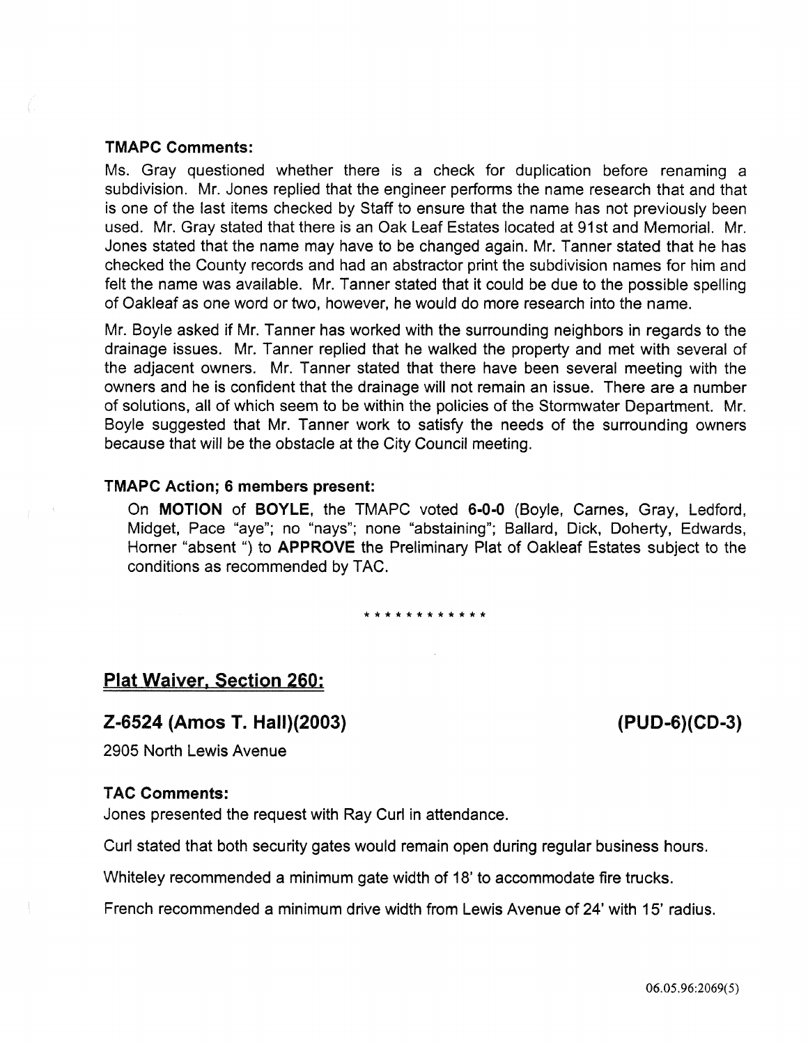**TMAPC Comments:**

Ms. Gray questioned whether there is a check for duplication before renaming a subdivision. Mr. Jones replied that the engineer performs the name research that and that is one of the last items checked by Staff to ensure that the name has not previously been used. Mr. Gray stated that there is an Oak Leaf Estates located at 91st and Memorial. Mr. Jones stated that the name may have to be changed again. Mr. Tanner stated that he has checked the County records and had an abstractor print the subdivision names for him and felt the name was available. Mr. Tanner stated that it could be due to the possible spelling of Oakleaf as one word or two, however, he would do more research into the name.

Mr. Boyle asked if Mr. Tanner has worked with the surrounding neighbors in regards to the drainage issues. Mr. Tanner replied that he walked the property and met with several of the adjacent owners. Mr. Tanner stated that there have been several meeting with the owners and he is confident that the drainage will not remain an issue. There are a number of solutions, all of which seem to be within the policies of the Stormwater Department. Mr. Boyle suggested that Mr. Tanner work to satisfy the needs of the surrounding owners because that will be the obstacle at the City Council meeting.

**TMAPC Action; 6 members present:**

On **MOTION** of **BOYLE**, the TMAPC voted **6-0-0** (Boyle, Carnes, Gray, Ledford, Midget, Pace "aye"; no "nays"; none "abstaining"; Ballard, Dick, Doherty, Edwards, Horner "absent ") to **APPROVE** the Preliminary Plat of Oakleaf Estates subject to the conditions as recommended by TAC.

\* \* \* \* \* \* \* \* \* \* \* \*

## Plat Waiver, Section 260:

### Z-6524 (Amos T. Hall)(2003) (PUD-6)(CD-3)

2905 North Lewis Avenue

**TAC Comments:**

Jones presented the request with Ray Curl in attendance.

Curl stated that both security gates would remain open during regular business hours.

Whiteley recommended a minimum gate width of 18' to accommodate fire trucks.

French recommended a minimum drive width from Lewis Avenue of 24' with 15' radius.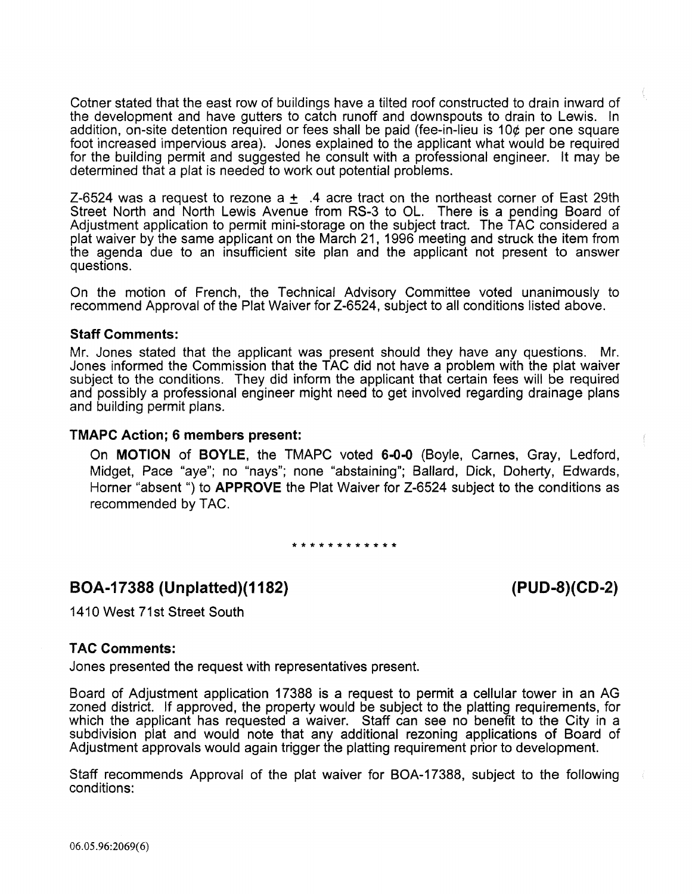Cotner stated that the east row of buildings have a tilted roof constructed to drain inward of the development and have gutters to catch runoff and downspouts to drain to Lewis. In addition, on-site detention required or fees shall be paid (fee-in-lieu is 10¢ per one square foot increased impervious area). Jones explained to the applicant what would be required for the building permit and suggested he consult with a professional engineer. It may be determined that a plat is needed to work out potential problems.

Z-6524 was a request to rezone a ± .4 acre tract on the northeast corner of East 29th Street North and North Lewis Avenue from RS-3 to OL. There is a pending Board of Adjustment application to permit mini-storage on the subject tract. The TAC considered a plat waiver by the same applicant on the March 21, 1996 meeting and struck the item from the agenda due to an insufficient site plan and the applicant not present to answer questions.

On the motion of French, the Technical Advisory Committee voted unanimously to recommend Approval of the Plat Waiver for Z-6524, subject to all conditions listed above.

### Staff Comments:

Mr. Jones stated that the applicant was present should they have any questions. Mr. Jones informed the Commission that the TAC did not have a problem with the plat waiver subject to the conditions. They did inform the applicant that certain fees will be required and possibly a professional engineer might need to get involved regarding drainage plans and building permit plans.

### TMAPC Action; 6 members present:

On **MOTION** of **BOYLE**, the TMAPC voted **6-0-0** (Boyle, Carnes, Gray, Ledford, Midget, Pace "aye"; no "nays"; none "abstaining"; Ballard, Dick, Doherty, Edwards, Horner "absent ") to **APPROVE** the Plat Waiver for Z-6524 subject to the conditions as recommended by TAC.

\* \* \* \* \* \* \* \* \* \* \* \*

## BOA-17388 (Unplatted)(1182) (PUD-8)(CD-2)

1410 West 71st Street South

### TAC Comments:

Jones presented the request with representatives present.

Board of Adjustment application 17388 is a request to permit a cellular tower in an AG zoned district. If approved, the property would be subject to the platting requirements, for which the applicant has requested a waiver. Staff can see no benefit to the City in a subdivision plat and would note that any additional rezoning applications of Board of Adjustment approvals would again trigger the platting requirement prior to development.

Staff recommends Approval of the plat waiver for BOA-17388, subject to the following conditions: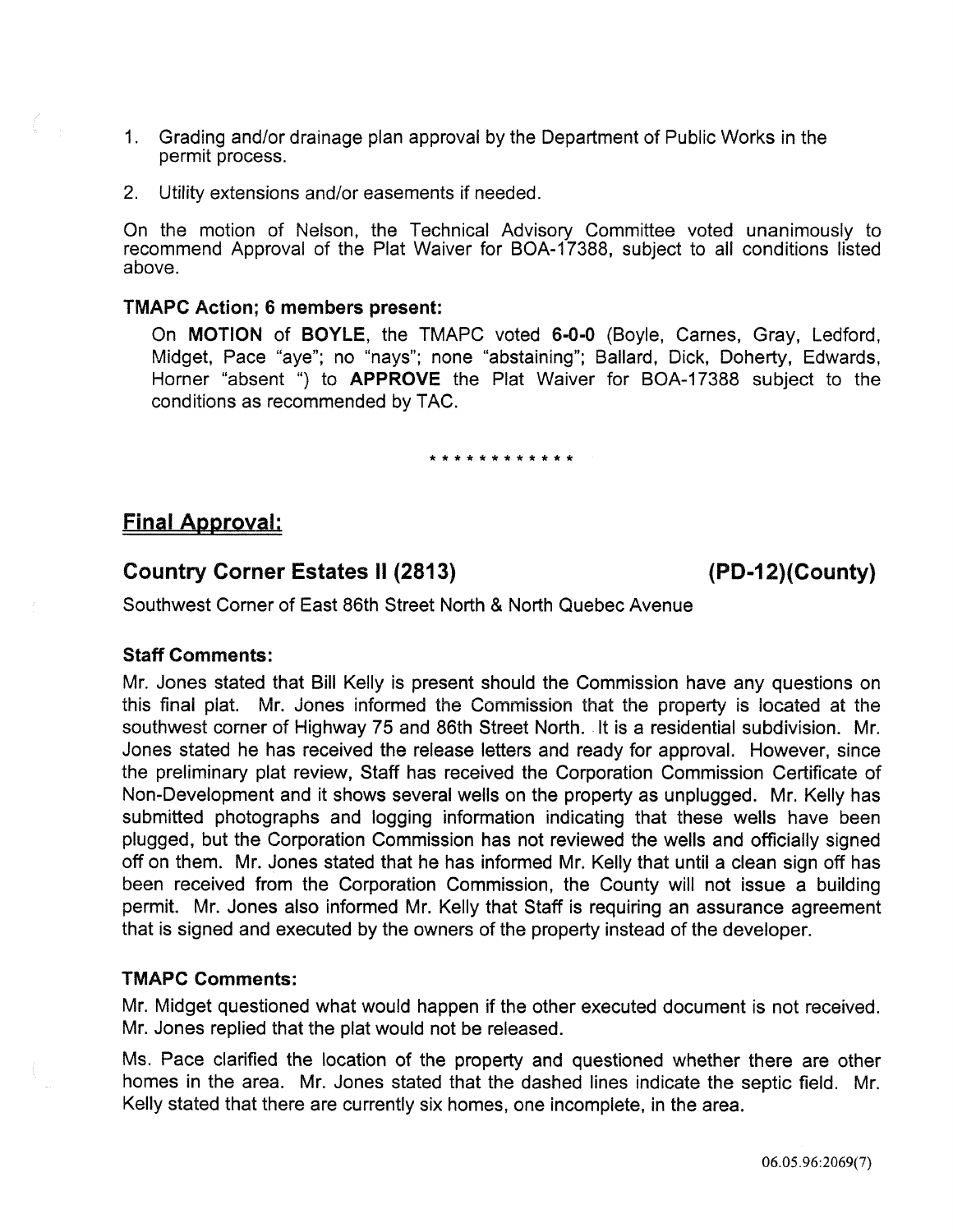1. Grading and/or drainage plan approval by the Department of Public Works in the permit process.
2. Utility extensions and/or easements if needed.

On the motion of Nelson, the Technical Advisory Committee voted unanimously to recommend Approval of the Plat Waiver for BOA-17388, subject to all conditions listed above.

**TMAPC Action; 6 members present:**

On **MOTION** of **BOYLE**, the TMAPC voted **6-0-0** (Boyle, Carnes, Gray, Ledford, Midget, Pace "aye"; no "nays"; none "abstaining"; Ballard, Dick, Doherty, Edwards, Horner "absent ") to **APPROVE** the Plat Waiver for BOA-17388 subject to the conditions as recommended by TAC.

\* \* \* \* \* \* \* \* \* \* \* \*

## Final Approval:

### Country Corner Estates II (2813) (PD-12)(County)

Southwest Corner of East 86th Street North & North Quebec Avenue

**Staff Comments:**

Mr. Jones stated that Bill Kelly is present should the Commission have any questions on this final plat. Mr. Jones informed the Commission that the property is located at the southwest corner of Highway 75 and 86th Street North. It is a residential subdivision. Mr. Jones stated he has received the release letters and ready for approval. However, since the preliminary plat review, Staff has received the Corporation Commission Certificate of Non-Development and it shows several wells on the property as unplugged. Mr. Kelly has submitted photographs and logging information indicating that these wells have been plugged, but the Corporation Commission has not reviewed the wells and officially signed off on them. Mr. Jones stated that he has informed Mr. Kelly that until a clean sign off has been received from the Corporation Commission, the County will not issue a building permit. Mr. Jones also informed Mr. Kelly that Staff is requiring an assurance agreement that is signed and executed by the owners of the property instead of the developer.

**TMAPC Comments:**

Mr. Midget questioned what would happen if the other executed document is not received. Mr. Jones replied that the plat would not be released.

Ms. Pace clarified the location of the property and questioned whether there are other homes in the area. Mr. Jones stated that the dashed lines indicate the septic field. Mr. Kelly stated that there are currently six homes, one incomplete, in the area.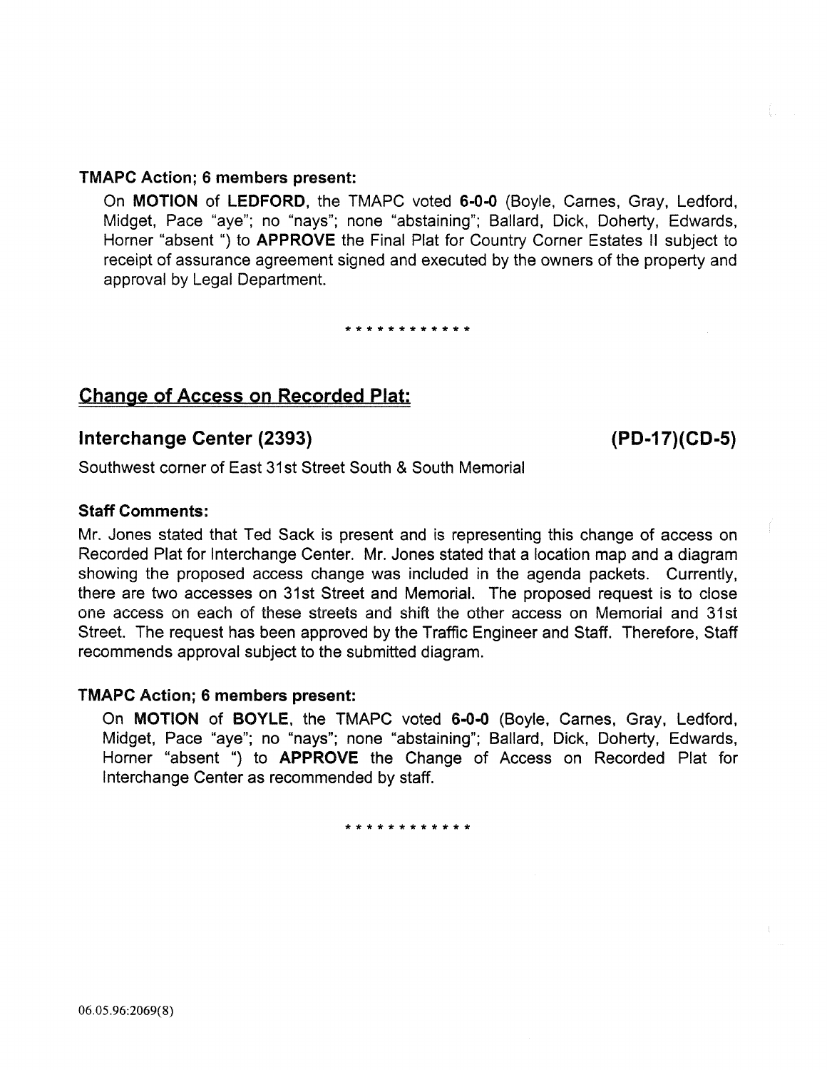**TMAPC Action; 6 members present:**

On **MOTION** of **LEDFORD**, the TMAPC voted **6-0-0** (Boyle, Carnes, Gray, Ledford, Midget, Pace "aye"; no "nays"; none "abstaining"; Ballard, Dick, Doherty, Edwards, Horner "absent ") to **APPROVE** the Final Plat for Country Corner Estates II subject to receipt of assurance agreement signed and executed by the owners of the property and approval by Legal Department.

\* \* \* \* \* \* \* \* \* \* \* \*

## Change of Access on Recorded Plat:

### Interchange Center (2393) (PD-17)(CD-5)

Southwest corner of East 31st Street South & South Memorial

**Staff Comments:**

Mr. Jones stated that Ted Sack is present and is representing this change of access on Recorded Plat for Interchange Center. Mr. Jones stated that a location map and a diagram showing the proposed access change was included in the agenda packets. Currently, there are two accesses on 31st Street and Memorial. The proposed request is to close one access on each of these streets and shift the other access on Memorial and 31st Street. The request has been approved by the Traffic Engineer and Staff. Therefore, Staff recommends approval subject to the submitted diagram.

**TMAPC Action; 6 members present:**

On **MOTION** of **BOYLE**, the TMAPC voted **6-0-0** (Boyle, Carnes, Gray, Ledford, Midget, Pace "aye"; no "nays"; none "abstaining"; Ballard, Dick, Doherty, Edwards, Horner "absent ") to **APPROVE** the Change of Access on Recorded Plat for Interchange Center as recommended by staff.

\* \* \* \* \* \* \* \* \* \* \* \*

06.05.96:2069(8)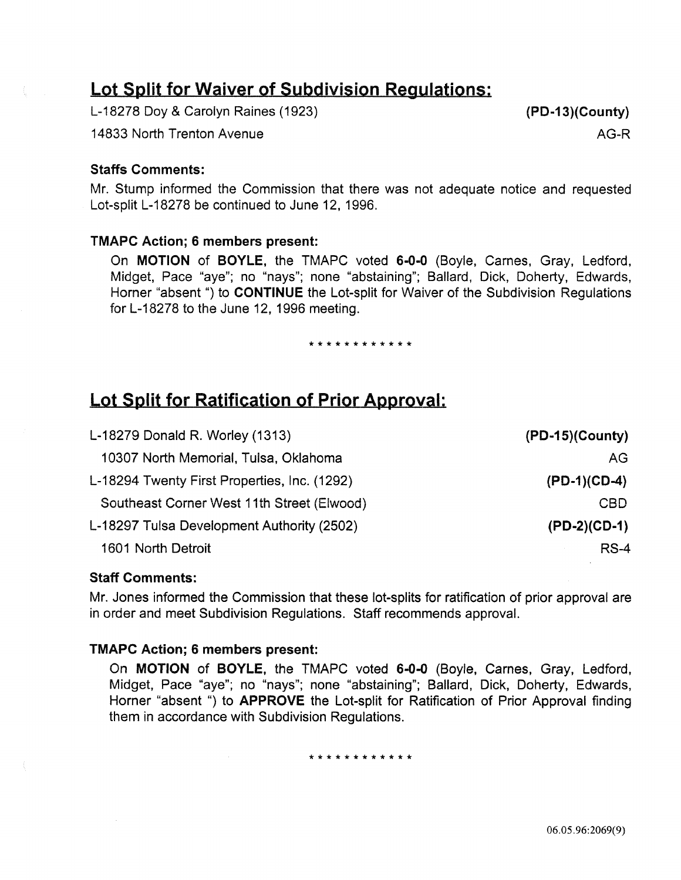## Lot Split for Waiver of Subdivision Regulations:

L-18278 Doy & Carolyn Raines (1923) **(PD-13)(County)**

14833 North Trenton Avenue AG-R

**Staffs Comments:**

Mr. Stump informed the Commission that there was not adequate notice and requested Lot-split L-18278 be continued to June 12, 1996.

**TMAPC Action; 6 members present:**

On **MOTION** of **BOYLE**, the TMAPC voted **6-0-0** (Boyle, Carnes, Gray, Ledford, Midget, Pace "aye"; no "nays"; none "abstaining"; Ballard, Dick, Doherty, Edwards, Horner "absent ") to **CONTINUE** the Lot-split for Waiver of the Subdivision Regulations for L-18278 to the June 12, 1996 meeting.

* * * * * * * * * * * *

## Lot Split for Ratification of Prior Approval:

L-18279 Donald R. Worley (1313) **(PD-15)(County)**

10307 North Memorial, Tulsa, Oklahoma AG

L-18294 Twenty First Properties, Inc. (1292) **(PD-1)(CD-4)**

Southeast Corner West 11th Street (Elwood) CBD

L-18297 Tulsa Development Authority (2502) **(PD-2)(CD-1)**

1601 North Detroit RS-4

**Staff Comments:**

Mr. Jones informed the Commission that these lot-splits for ratification of prior approval are in order and meet Subdivision Regulations. Staff recommends approval.

**TMAPC Action; 6 members present:**

On **MOTION** of **BOYLE**, the TMAPC voted **6-0-0** (Boyle, Carnes, Gray, Ledford, Midget, Pace "aye"; no "nays"; none "abstaining"; Ballard, Dick, Doherty, Edwards, Horner "absent ") to **APPROVE** the Lot-split for Ratification of Prior Approval finding them in accordance with Subdivision Regulations.

* * * * * * * * * * * *

06.05.96:2069(9)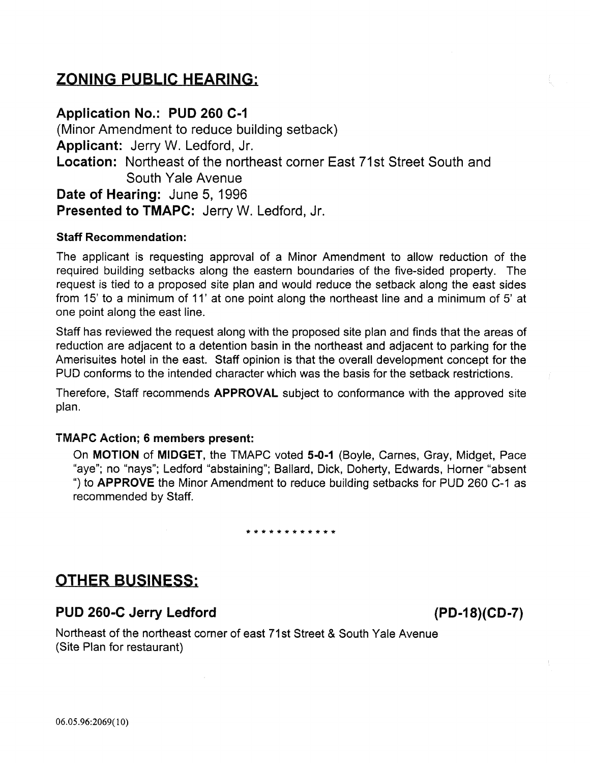## ZONING PUBLIC HEARING:

### Application No.: PUD 260 C-1

(Minor Amendment to reduce building setback)

**Applicant:** Jerry W. Ledford, Jr.

**Location:** Northeast of the northeast corner East 71st Street South and South Yale Avenue

**Date of Hearing:** June 5, 1996

**Presented to TMAPC:** Jerry W. Ledford, Jr.

#### Staff Recommendation:

The applicant is requesting approval of a Minor Amendment to allow reduction of the required building setbacks along the eastern boundaries of the five-sided property. The request is tied to a proposed site plan and would reduce the setback along the east sides from 15' to a minimum of 11' at one point along the northeast line and a minimum of 5' at one point along the east line.

Staff has reviewed the request along with the proposed site plan and finds that the areas of reduction are adjacent to a detention basin in the northeast and adjacent to parking for the Amerisuites hotel in the east. Staff opinion is that the overall development concept for the PUD conforms to the intended character which was the basis for the setback restrictions.

Therefore, Staff recommends **APPROVAL** subject to conformance with the approved site plan.

#### TMAPC Action; 6 members present:

On **MOTION** of **MIDGET**, the TMAPC voted **5-0-1** (Boyle, Carnes, Gray, Midget, Pace "aye"; no "nays"; Ledford "abstaining"; Ballard, Dick, Doherty, Edwards, Horner "absent ") to **APPROVE** the Minor Amendment to reduce building setbacks for PUD 260 C-1 as recommended by Staff.

* * * * * * * * * * * *

## OTHER BUSINESS:

### PUD 260-C Jerry Ledford (PD-18)(CD-7)

Northeast of the northeast corner of east 71st Street & South Yale Avenue
(Site Plan for restaurant)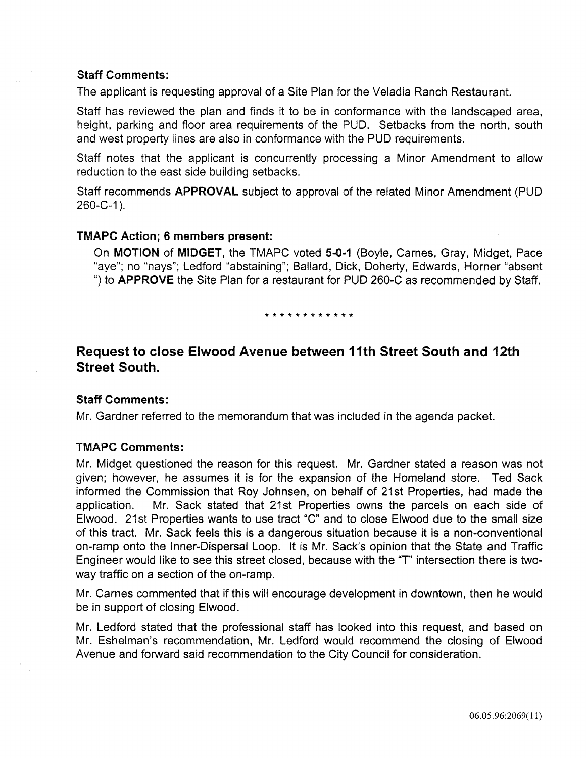**Staff Comments:**

The applicant is requesting approval of a Site Plan for the Veladia Ranch Restaurant.

Staff has reviewed the plan and finds it to be in conformance with the landscaped area, height, parking and floor area requirements of the PUD. Setbacks from the north, south and west property lines are also in conformance with the PUD requirements.

Staff notes that the applicant is concurrently processing a Minor Amendment to allow reduction to the east side building setbacks.

Staff recommends **APPROVAL** subject to approval of the related Minor Amendment (PUD 260-C-1).

**TMAPC Action; 6 members present:**

On **MOTION** of **MIDGET**, the TMAPC voted **5-0-1** (Boyle, Carnes, Gray, Midget, Pace "aye"; no "nays"; Ledford "abstaining"; Ballard, Dick, Doherty, Edwards, Horner "absent ") to **APPROVE** the Site Plan for a restaurant for PUD 260-C as recommended by Staff.

\* \* \* \* \* \* \* \* \* \* \* \*

## Request to close Elwood Avenue between 11th Street South and 12th Street South.

**Staff Comments:**

Mr. Gardner referred to the memorandum that was included in the agenda packet.

**TMAPC Comments:**

Mr. Midget questioned the reason for this request. Mr. Gardner stated a reason was not given; however, he assumes it is for the expansion of the Homeland store. Ted Sack informed the Commission that Roy Johnsen, on behalf of 21st Properties, had made the application. Mr. Sack stated that 21st Properties owns the parcels on each side of Elwood. 21st Properties wants to use tract "C" and to close Elwood due to the small size of this tract. Mr. Sack feels this is a dangerous situation because it is a non-conventional on-ramp onto the Inner-Dispersal Loop. It is Mr. Sack's opinion that the State and Traffic Engineer would like to see this street closed, because with the "T" intersection there is two-way traffic on a section of the on-ramp.

Mr. Carnes commented that if this will encourage development in downtown, then he would be in support of closing Elwood.

Mr. Ledford stated that the professional staff has looked into this request, and based on Mr. Eshelman's recommendation, Mr. Ledford would recommend the closing of Elwood Avenue and forward said recommendation to the City Council for consideration.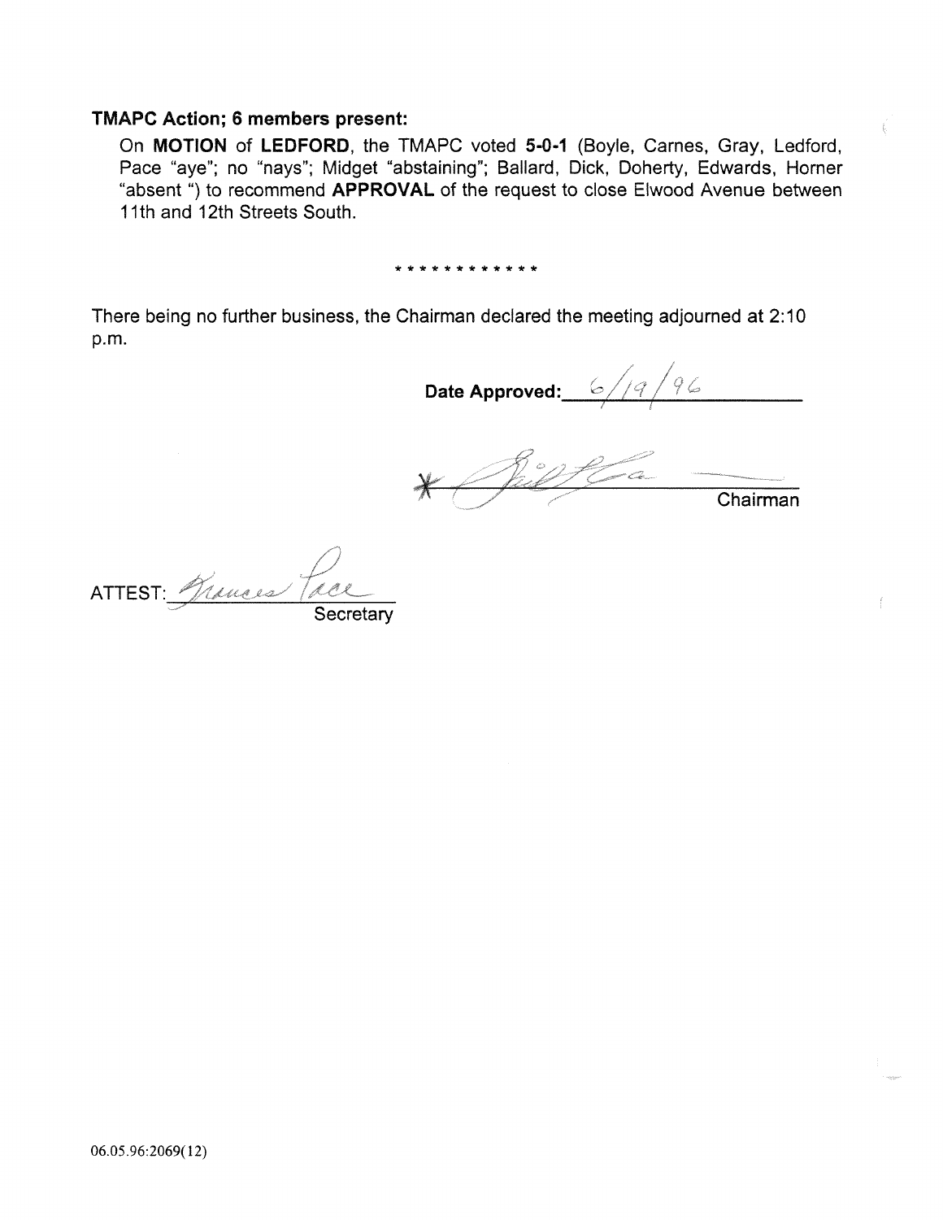**TMAPC Action; 6 members present:**

On **MOTION** of **LEDFORD**, the TMAPC voted **5-0-1** (Boyle, Carnes, Gray, Ledford, Pace "aye"; no "nays"; Midget "abstaining"; Ballard, Dick, Doherty, Edwards, Horner "absent ") to recommend **APPROVAL** of the request to close Elwood Avenue between 11th and 12th Streets South.

* * * * * * * * * * * *

There being no further business, the Chairman declared the meeting adjourned at 2:10 p.m.

**Date Approved:** 6/19/96

Chairman

ATTEST: Frances Pace
Secretary

06.05.96:2069(12)